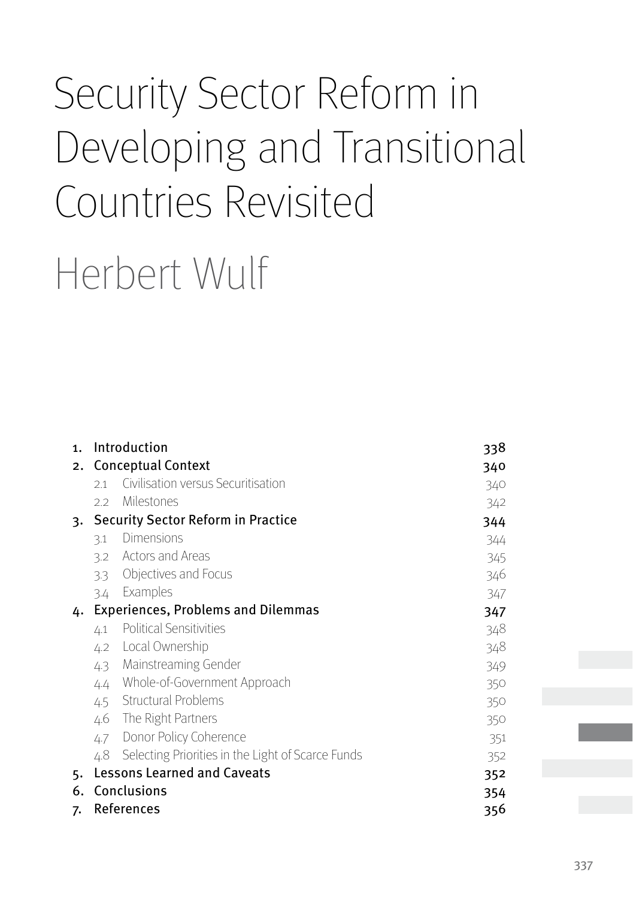# Security Sector Reform in Developing and Transitional Countries Revisited

## Herbert Wulf

| | | |
|---|---|---|
| 1. | Introduction | 338 |
| 2. | Conceptual Context | 340 |
| 2.1 | Civilisation versus Securitisation | 340 |
| 2.2 | Milestones | 342 |
| 3. | Security Sector Reform in Practice | 344 |
| 3.1 | Dimensions | 344 |
| 3.2 | Actors and Areas | 345 |
| 3.3 | Objectives and Focus | 346 |
| 3.4 | Examples | 347 |
| 4. | Experiences, Problems and Dilemmas | 347 |
| 4.1 | Political Sensitivities | 348 |
| 4.2 | Local Ownership | 348 |
| 4.3 | Mainstreaming Gender | 349 |
| 4.4 | Whole-of-Government Approach | 350 |
| 4.5 | Structural Problems | 350 |
| 4.6 | The Right Partners | 350 |
| 4.7 | Donor Policy Coherence | 351 |
| 4.8 | Selecting Priorities in the Light of Scarce Funds | 352 |
| 5. | Lessons Learned and Caveats | 352 |
| 6. | Conclusions | 354 |
| 7. | References | 356 |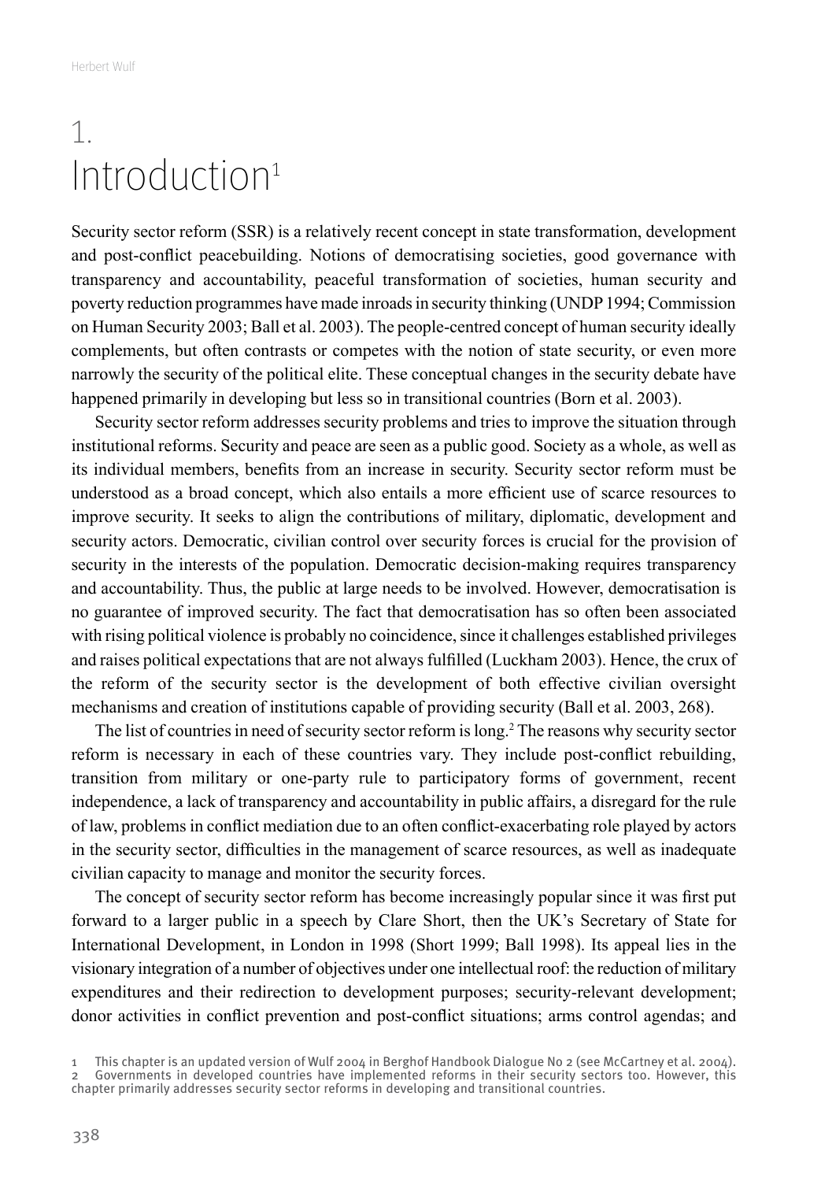# 1. Introduction[1]

Security sector reform (SSR) is a relatively recent concept in state transformation, development and post-conflict peacebuilding. Notions of democratising societies, good governance with transparency and accountability, peaceful transformation of societies, human security and poverty reduction programmes have made inroads in security thinking (UNDP 1994; Commission on Human Security 2003; Ball et al. 2003). The people-centred concept of human security ideally complements, but often contrasts or competes with the notion of state security, or even more narrowly the security of the political elite. These conceptual changes in the security debate have happened primarily in developing but less so in transitional countries (Born et al. 2003).

Security sector reform addresses security problems and tries to improve the situation through institutional reforms. Security and peace are seen as a public good. Society as a whole, as well as its individual members, benefits from an increase in security. Security sector reform must be understood as a broad concept, which also entails a more efficient use of scarce resources to improve security. It seeks to align the contributions of military, diplomatic, development and security actors. Democratic, civilian control over security forces is crucial for the provision of security in the interests of the population. Democratic decision-making requires transparency and accountability. Thus, the public at large needs to be involved. However, democratisation is no guarantee of improved security. The fact that democratisation has so often been associated with rising political violence is probably no coincidence, since it challenges established privileges and raises political expectations that are not always fulfilled (Luckham 2003). Hence, the crux of the reform of the security sector is the development of both effective civilian oversight mechanisms and creation of institutions capable of providing security (Ball et al. 2003, 268).

The list of countries in need of security sector reform is long.[2] The reasons why security sector reform is necessary in each of these countries vary. They include post-conflict rebuilding, transition from military or one-party rule to participatory forms of government, recent independence, a lack of transparency and accountability in public affairs, a disregard for the rule of law, problems in conflict mediation due to an often conflict-exacerbating role played by actors in the security sector, difficulties in the management of scarce resources, as well as inadequate civilian capacity to manage and monitor the security forces.

The concept of security sector reform has become increasingly popular since it was first put forward to a larger public in a speech by Clare Short, then the UK's Secretary of State for International Development, in London in 1998 (Short 1999; Ball 1998). Its appeal lies in the visionary integration of a number of objectives under one intellectual roof: the reduction of military expenditures and their redirection to development purposes; security-relevant development; donor activities in conflict prevention and post-conflict situations; arms control agendas; and

1 This chapter is an updated version of Wulf 2004 in Berghof Handbook Dialogue No 2 (see McCartney et al. 2004).
2 Governments in developed countries have implemented reforms in their security sectors too. However, this chapter primarily addresses security sector reforms in developing and transitional countries.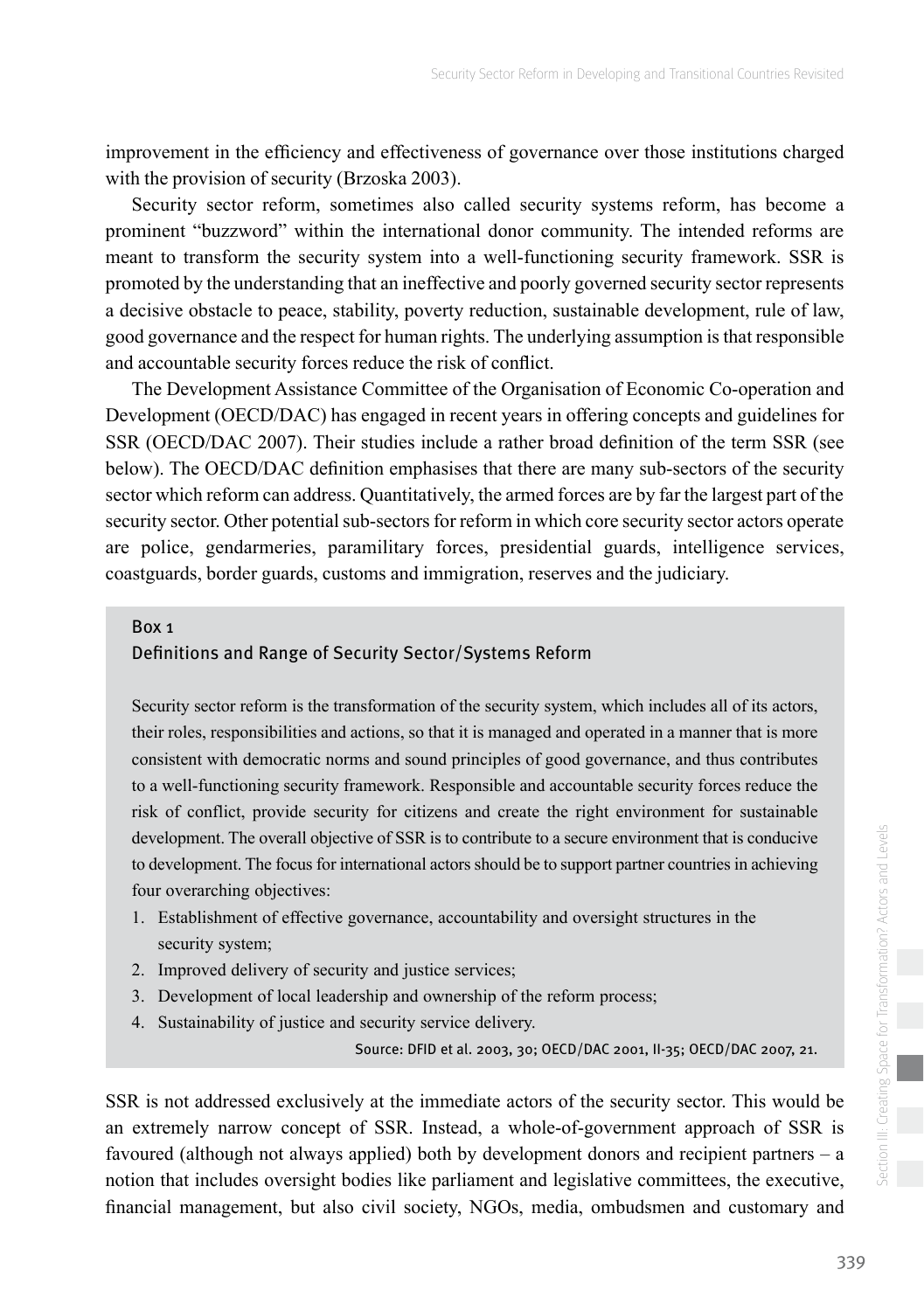improvement in the efficiency and effectiveness of governance over those institutions charged with the provision of security (Brzoska 2003).

Security sector reform, sometimes also called security systems reform, has become a prominent "buzzword" within the international donor community. The intended reforms are meant to transform the security system into a well-functioning security framework. SSR is promoted by the understanding that an ineffective and poorly governed security sector represents a decisive obstacle to peace, stability, poverty reduction, sustainable development, rule of law, good governance and the respect for human rights. The underlying assumption is that responsible and accountable security forces reduce the risk of conflict.

The Development Assistance Committee of the Organisation of Economic Co-operation and Development (OECD/DAC) has engaged in recent years in offering concepts and guidelines for SSR (OECD/DAC 2007). Their studies include a rather broad definition of the term SSR (see below). The OECD/DAC definition emphasises that there are many sub-sectors of the security sector which reform can address. Quantitatively, the armed forces are by far the largest part of the security sector. Other potential sub-sectors for reform in which core security sector actors operate are police, gendarmeries, paramilitary forces, presidential guards, intelligence services, coastguards, border guards, customs and immigration, reserves and the judiciary.

> **Box 1**
> **Definitions and Range of Security Sector/Systems Reform**
>
> Security sector reform is the transformation of the security system, which includes all of its actors, their roles, responsibilities and actions, so that it is managed and operated in a manner that is more consistent with democratic norms and sound principles of good governance, and thus contributes to a well-functioning security framework. Responsible and accountable security forces reduce the risk of conflict, provide security for citizens and create the right environment for sustainable development. The overall objective of SSR is to contribute to a secure environment that is conducive to development. The focus for international actors should be to support partner countries in achieving four overarching objectives:
>
> 1. Establishment of effective governance, accountability and oversight structures in the security system;
> 2. Improved delivery of security and justice services;
> 3. Development of local leadership and ownership of the reform process;
> 4. Sustainability of justice and security service delivery.
>
> Source: DFID et al. 2003, 30; OECD/DAC 2001, II-35; OECD/DAC 2007, 21.

SSR is not addressed exclusively at the immediate actors of the security sector. This would be an extremely narrow concept of SSR. Instead, a whole-of-government approach of SSR is favoured (although not always applied) both by development donors and recipient partners – a notion that includes oversight bodies like parliament and legislative committees, the executive, financial management, but also civil society, NGOs, media, ombudsmen and customary and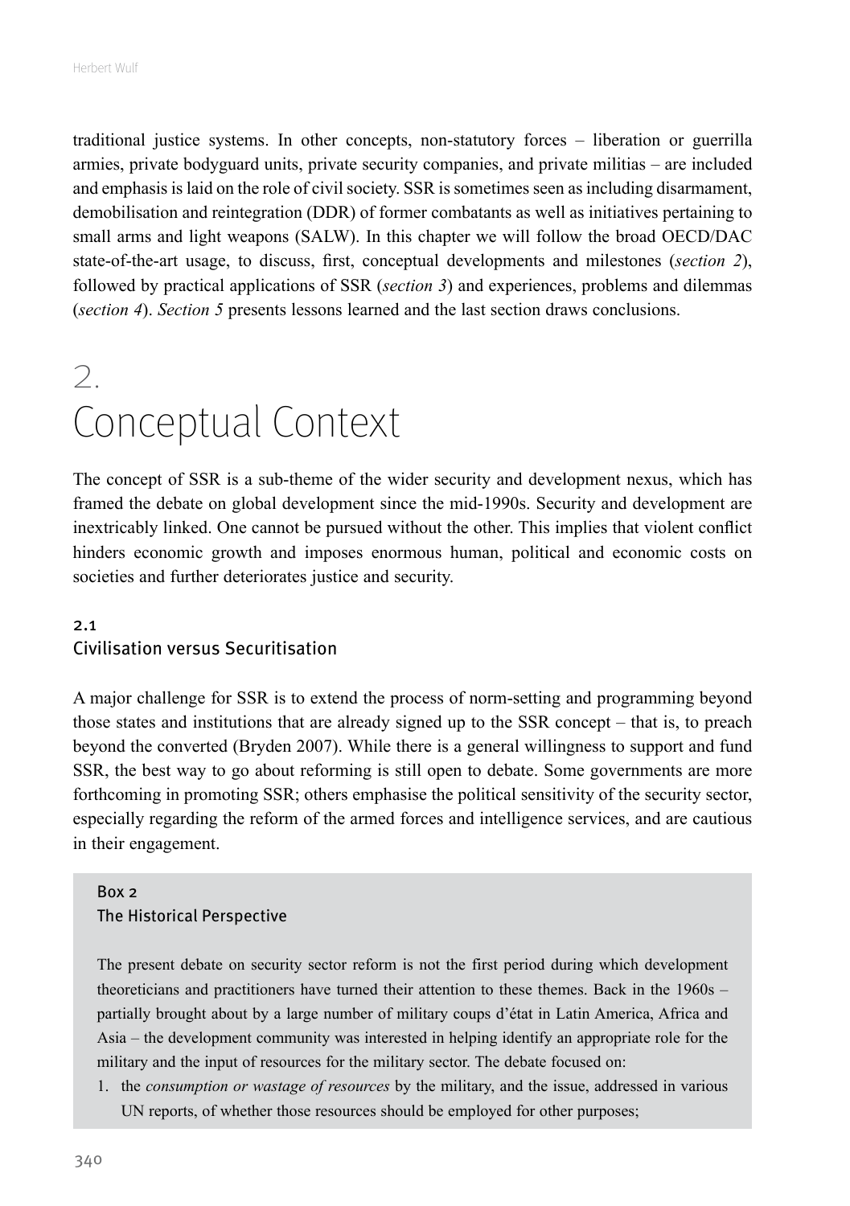traditional justice systems. In other concepts, non-statutory forces – liberation or guerrilla armies, private bodyguard units, private security companies, and private militias – are included and emphasis is laid on the role of civil society. SSR is sometimes seen as including disarmament, demobilisation and reintegration (DDR) of former combatants as well as initiatives pertaining to small arms and light weapons (SALW). In this chapter we will follow the broad OECD/DAC state-of-the-art usage, to discuss, first, conceptual developments and milestones (*section 2*), followed by practical applications of SSR (*section 3*) and experiences, problems and dilemmas (*section 4*). *Section 5* presents lessons learned and the last section draws conclusions.

# 2. Conceptual Context

The concept of SSR is a sub-theme of the wider security and development nexus, which has framed the debate on global development since the mid-1990s. Security and development are inextricably linked. One cannot be pursued without the other. This implies that violent conflict hinders economic growth and imposes enormous human, political and economic costs on societies and further deteriorates justice and security.

## 2.1 Civilisation versus Securitisation

A major challenge for SSR is to extend the process of norm-setting and programming beyond those states and institutions that are already signed up to the SSR concept – that is, to preach beyond the converted (Bryden 2007). While there is a general willingness to support and fund SSR, the best way to go about reforming is still open to debate. Some governments are more forthcoming in promoting SSR; others emphasise the political sensitivity of the security sector, especially regarding the reform of the armed forces and intelligence services, and are cautious in their engagement.

### Box 2 The Historical Perspective

The present debate on security sector reform is not the first period during which development theoreticians and practitioners have turned their attention to these themes. Back in the 1960s – partially brought about by a large number of military coups d'état in Latin America, Africa and Asia – the development community was interested in helping identify an appropriate role for the military and the input of resources for the military sector. The debate focused on:

1. the *consumption or wastage of resources* by the military, and the issue, addressed in various UN reports, of whether those resources should be employed for other purposes;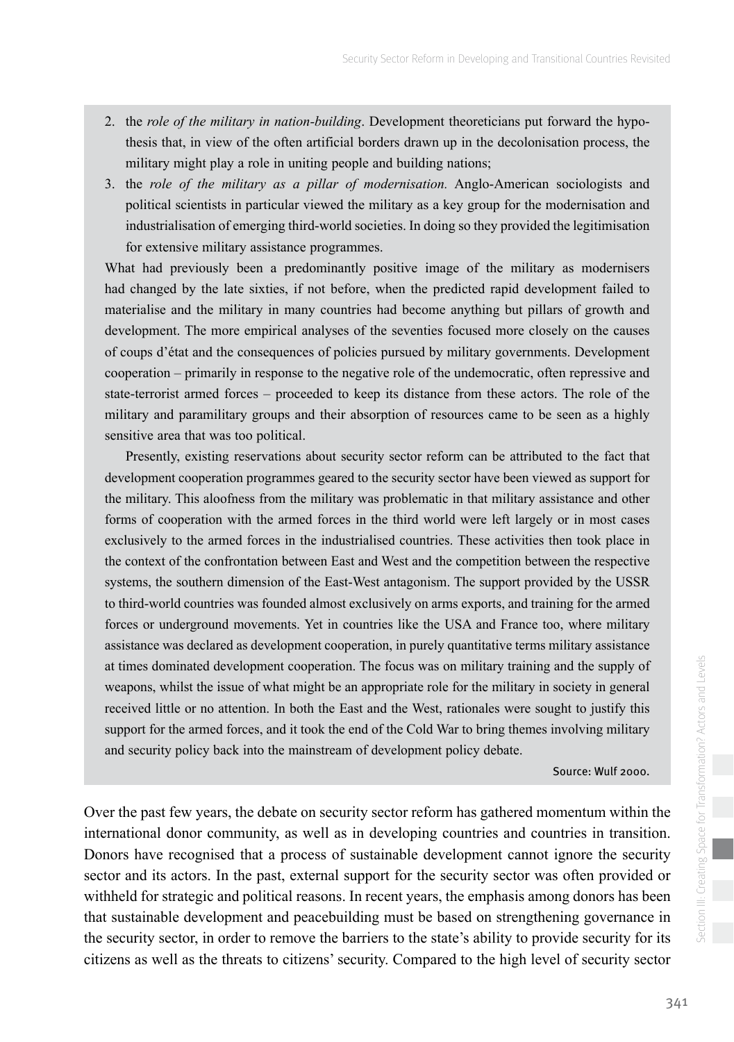2. the *role of the military in nation-building*. Development theoreticians put forward the hypothesis that, in view of the often artificial borders drawn up in the decolonisation process, the military might play a role in uniting people and building nations;
3. the *role of the military as a pillar of modernisation.* Anglo-American sociologists and political scientists in particular viewed the military as a key group for the modernisation and industrialisation of emerging third-world societies. In doing so they provided the legitimisation for extensive military assistance programmes.

What had previously been a predominantly positive image of the military as modernisers had changed by the late sixties, if not before, when the predicted rapid development failed to materialise and the military in many countries had become anything but pillars of growth and development. The more empirical analyses of the seventies focused more closely on the causes of coups d'état and the consequences of policies pursued by military governments. Development cooperation – primarily in response to the negative role of the undemocratic, often repressive and state-terrorist armed forces – proceeded to keep its distance from these actors. The role of the military and paramilitary groups and their absorption of resources came to be seen as a highly sensitive area that was too political.

Presently, existing reservations about security sector reform can be attributed to the fact that development cooperation programmes geared to the security sector have been viewed as support for the military. This aloofness from the military was problematic in that military assistance and other forms of cooperation with the armed forces in the third world were left largely or in most cases exclusively to the armed forces in the industrialised countries. These activities then took place in the context of the confrontation between East and West and the competition between the respective systems, the southern dimension of the East-West antagonism. The support provided by the USSR to third-world countries was founded almost exclusively on arms exports, and training for the armed forces or underground movements. Yet in countries like the USA and France too, where military assistance was declared as development cooperation, in purely quantitative terms military assistance at times dominated development cooperation. The focus was on military training and the supply of weapons, whilst the issue of what might be an appropriate role for the military in society in general received little or no attention. In both the East and the West, rationales were sought to justify this support for the armed forces, and it took the end of the Cold War to bring themes involving military and security policy back into the mainstream of development policy debate.

Source: Wulf 2000.

Over the past few years, the debate on security sector reform has gathered momentum within the international donor community, as well as in developing countries and countries in transition. Donors have recognised that a process of sustainable development cannot ignore the security sector and its actors. In the past, external support for the security sector was often provided or withheld for strategic and political reasons. In recent years, the emphasis among donors has been that sustainable development and peacebuilding must be based on strengthening governance in the security sector, in order to remove the barriers to the state's ability to provide security for its citizens as well as the threats to citizens' security. Compared to the high level of security sector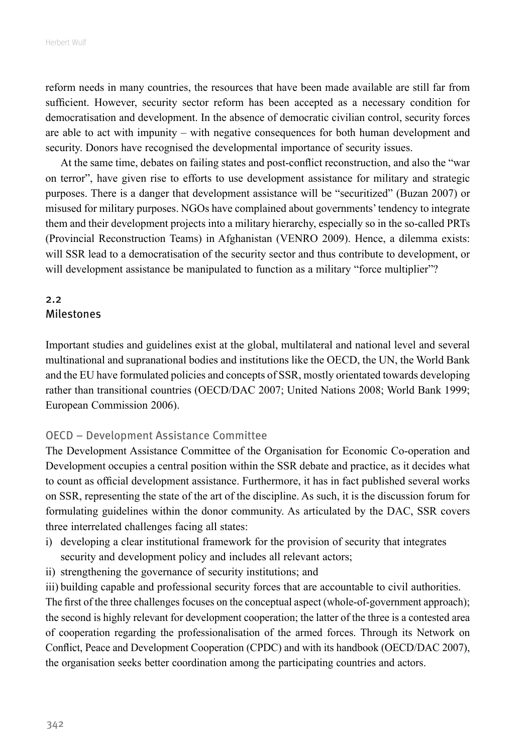reform needs in many countries, the resources that have been made available are still far from sufficient. However, security sector reform has been accepted as a necessary condition for democratisation and development. In the absence of democratic civilian control, security forces are able to act with impunity – with negative consequences for both human development and security. Donors have recognised the developmental importance of security issues.

At the same time, debates on failing states and post-conflict reconstruction, and also the "war on terror", have given rise to efforts to use development assistance for military and strategic purposes. There is a danger that development assistance will be "securitized" (Buzan 2007) or misused for military purposes. NGOs have complained about governments' tendency to integrate them and their development projects into a military hierarchy, especially so in the so-called PRTs (Provincial Reconstruction Teams) in Afghanistan (VENRO 2009). Hence, a dilemma exists: will SSR lead to a democratisation of the security sector and thus contribute to development, or will development assistance be manipulated to function as a military "force multiplier"?

## 2.2 Milestones

Important studies and guidelines exist at the global, multilateral and national level and several multinational and supranational bodies and institutions like the OECD, the UN, the World Bank and the EU have formulated policies and concepts of SSR, mostly orientated towards developing rather than transitional countries (OECD/DAC 2007; United Nations 2008; World Bank 1999; European Commission 2006).

### OECD – Development Assistance Committee

The Development Assistance Committee of the Organisation for Economic Co-operation and Development occupies a central position within the SSR debate and practice, as it decides what to count as official development assistance. Furthermore, it has in fact published several works on SSR, representing the state of the art of the discipline. As such, it is the discussion forum for formulating guidelines within the donor community. As articulated by the DAC, SSR covers three interrelated challenges facing all states:

i) developing a clear institutional framework for the provision of security that integrates security and development policy and includes all relevant actors;
ii) strengthening the governance of security institutions; and
iii) building capable and professional security forces that are accountable to civil authorities.

The first of the three challenges focuses on the conceptual aspect (whole-of-government approach); the second is highly relevant for development cooperation; the latter of the three is a contested area of cooperation regarding the professionalisation of the armed forces. Through its Network on Conflict, Peace and Development Cooperation (CPDC) and with its handbook (OECD/DAC 2007), the organisation seeks better coordination among the participating countries and actors.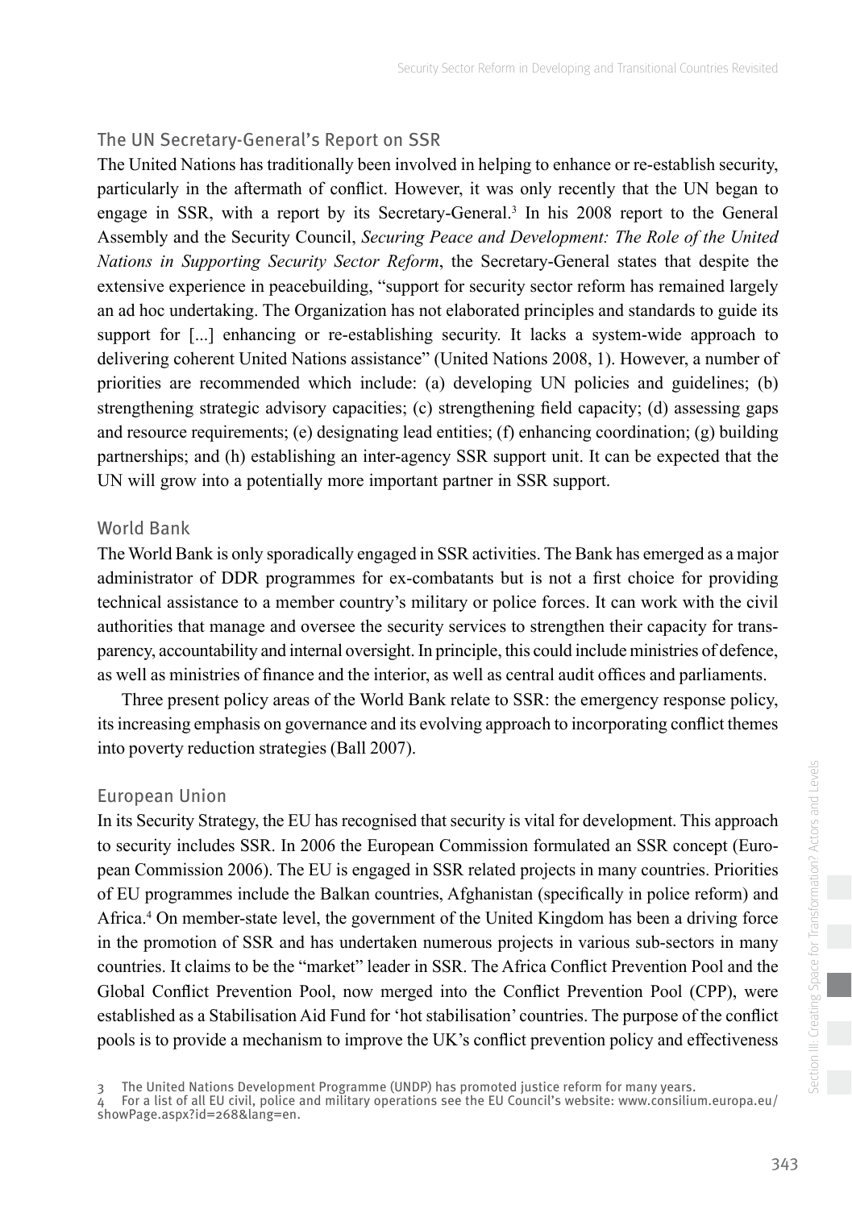## The UN Secretary-General's Report on SSR

The United Nations has traditionally been involved in helping to enhance or re-establish security, particularly in the aftermath of conflict. However, it was only recently that the UN began to engage in SSR, with a report by its Secretary-General.[3] In his 2008 report to the General Assembly and the Security Council, *Securing Peace and Development: The Role of the United Nations in Supporting Security Sector Reform*, the Secretary-General states that despite the extensive experience in peacebuilding, "support for security sector reform has remained largely an ad hoc undertaking. The Organization has not elaborated principles and standards to guide its support for [...] enhancing or re-establishing security. It lacks a system-wide approach to delivering coherent United Nations assistance" (United Nations 2008, 1). However, a number of priorities are recommended which include: (a) developing UN policies and guidelines; (b) strengthening strategic advisory capacities; (c) strengthening field capacity; (d) assessing gaps and resource requirements; (e) designating lead entities; (f) enhancing coordination; (g) building partnerships; and (h) establishing an inter-agency SSR support unit. It can be expected that the UN will grow into a potentially more important partner in SSR support.

## World Bank

The World Bank is only sporadically engaged in SSR activities. The Bank has emerged as a major administrator of DDR programmes for ex-combatants but is not a first choice for providing technical assistance to a member country's military or police forces. It can work with the civil authorities that manage and oversee the security services to strengthen their capacity for transparency, accountability and internal oversight. In principle, this could include ministries of defence, as well as ministries of finance and the interior, as well as central audit offices and parliaments.

Three present policy areas of the World Bank relate to SSR: the emergency response policy, its increasing emphasis on governance and its evolving approach to incorporating conflict themes into poverty reduction strategies (Ball 2007).

## European Union

In its Security Strategy, the EU has recognised that security is vital for development. This approach to security includes SSR. In 2006 the European Commission formulated an SSR concept (European Commission 2006). The EU is engaged in SSR related projects in many countries. Priorities of EU programmes include the Balkan countries, Afghanistan (specifically in police reform) and Africa.[4] On member-state level, the government of the United Kingdom has been a driving force in the promotion of SSR and has undertaken numerous projects in various sub-sectors in many countries. It claims to be the "market" leader in SSR. The Africa Conflict Prevention Pool and the Global Conflict Prevention Pool, now merged into the Conflict Prevention Pool (CPP), were established as a Stabilisation Aid Fund for 'hot stabilisation' countries. The purpose of the conflict pools is to provide a mechanism to improve the UK's conflict prevention policy and effectiveness

---

3 The United Nations Development Programme (UNDP) has promoted justice reform for many years.

4 For a list of all EU civil, police and military operations see the EU Council's website: www.consilium.europa.eu/showPage.aspx?id=268&lang=en.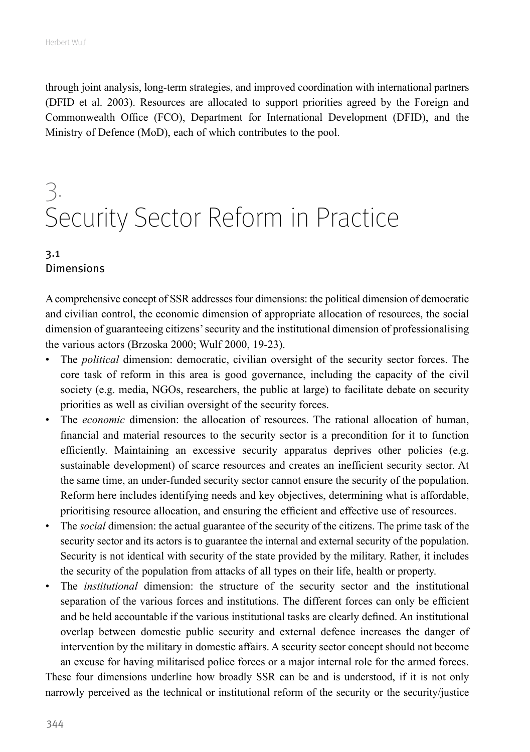through joint analysis, long-term strategies, and improved coordination with international partners (DFID et al. 2003). Resources are allocated to support priorities agreed by the Foreign and Commonwealth Office (FCO), Department for International Development (DFID), and the Ministry of Defence (MoD), each of which contributes to the pool.

# 3. Security Sector Reform in Practice

## 3.1 Dimensions

A comprehensive concept of SSR addresses four dimensions: the political dimension of democratic and civilian control, the economic dimension of appropriate allocation of resources, the social dimension of guaranteeing citizens' security and the institutional dimension of professionalising the various actors (Brzoska 2000; Wulf 2000, 19-23).

- The *political* dimension: democratic, civilian oversight of the security sector forces. The core task of reform in this area is good governance, including the capacity of the civil society (e.g. media, NGOs, researchers, the public at large) to facilitate debate on security priorities as well as civilian oversight of the security forces.
- The *economic* dimension: the allocation of resources. The rational allocation of human, financial and material resources to the security sector is a precondition for it to function efficiently. Maintaining an excessive security apparatus deprives other policies (e.g. sustainable development) of scarce resources and creates an inefficient security sector. At the same time, an under-funded security sector cannot ensure the security of the population. Reform here includes identifying needs and key objectives, determining what is affordable, prioritising resource allocation, and ensuring the efficient and effective use of resources.
- The *social* dimension: the actual guarantee of the security of the citizens. The prime task of the security sector and its actors is to guarantee the internal and external security of the population. Security is not identical with security of the state provided by the military. Rather, it includes the security of the population from attacks of all types on their life, health or property.
- The *institutional* dimension: the structure of the security sector and the institutional separation of the various forces and institutions. The different forces can only be efficient and be held accountable if the various institutional tasks are clearly defined. An institutional overlap between domestic public security and external defence increases the danger of intervention by the military in domestic affairs. A security sector concept should not become an excuse for having militarised police forces or a major internal role for the armed forces.

These four dimensions underline how broadly SSR can be and is understood, if it is not only narrowly perceived as the technical or institutional reform of the security or the security/justice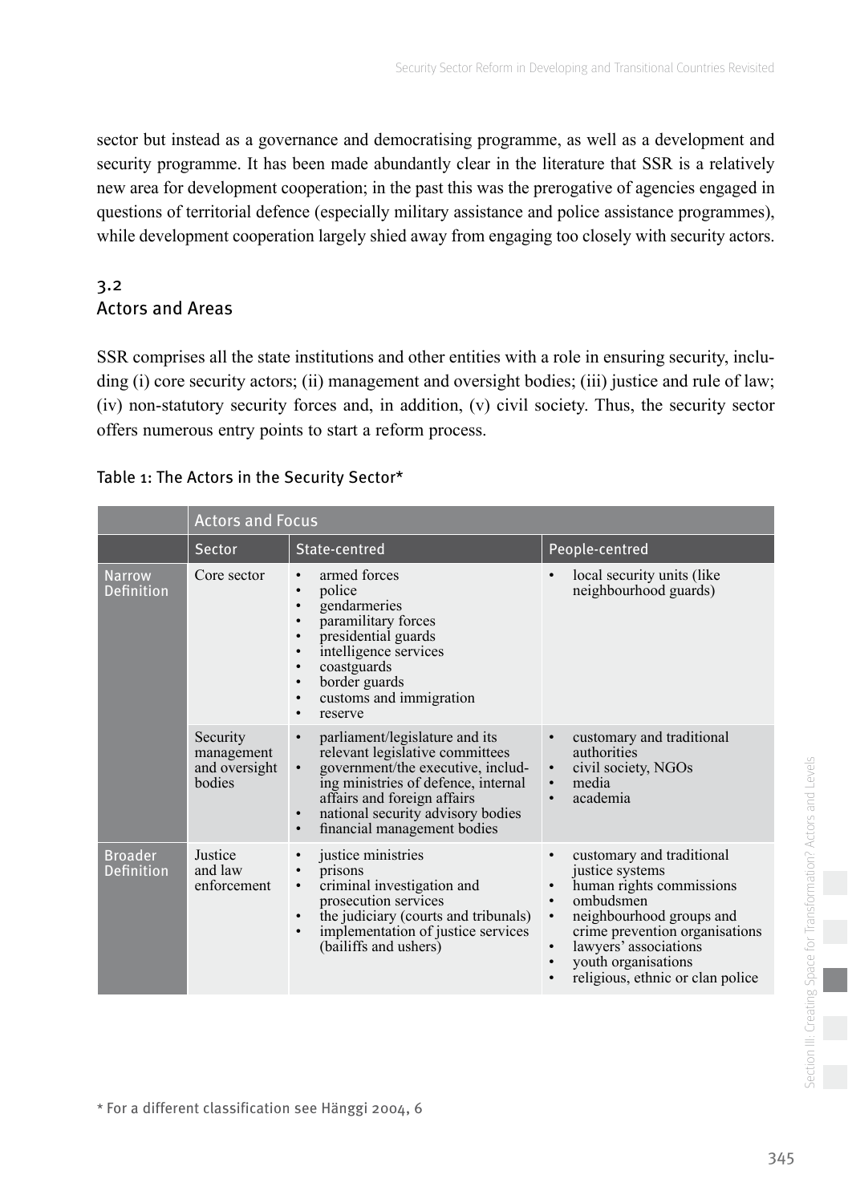sector but instead as a governance and democratising programme, as well as a development and security programme. It has been made abundantly clear in the literature that SSR is a relatively new area for development cooperation; in the past this was the prerogative of agencies engaged in questions of territorial defence (especially military assistance and police assistance programmes), while development cooperation largely shied away from engaging too closely with security actors.

## 3.2 Actors and Areas

SSR comprises all the state institutions and other entities with a role in ensuring security, including (i) core security actors; (ii) management and oversight bodies; (iii) justice and rule of law; (iv) non-statutory security forces and, in addition, (v) civil society. Thus, the security sector offers numerous entry points to start a reform process.

Table 1: The Actors in the Security Sector*

| | Actors and Focus | | |
|---|---|---|---|
| | Sector | State-centred | People-centred |
| Narrow Definition | Core sector | • armed forces<br>• police<br>• gendarmeries<br>• paramilitary forces<br>• presidential guards<br>• intelligence services<br>• coastguards<br>• border guards<br>• customs and immigration<br>• reserve | • local security units (like neighbourhood guards) |
| | Security management and oversight bodies | • parliament/legislature and its relevant legislative committees<br>• government/the executive, including ministries of defence, internal affairs and foreign affairs<br>• national security advisory bodies<br>• financial management bodies | • customary and traditional authorities<br>• civil society, NGOs<br>• media<br>• academia |
| Broader Definition | Justice and law enforcement | • justice ministries<br>• prisons<br>• criminal investigation and prosecution services<br>• the judiciary (courts and tribunals)<br>• implementation of justice services (bailiffs and ushers) | • customary and traditional justice systems<br>• human rights commissions<br>• ombudsmen<br>• neighbourhood groups and crime prevention organisations<br>• lawyers' associations<br>• youth organisations<br>• religious, ethnic or clan police |

* For a different classification see Hänggi 2004, 6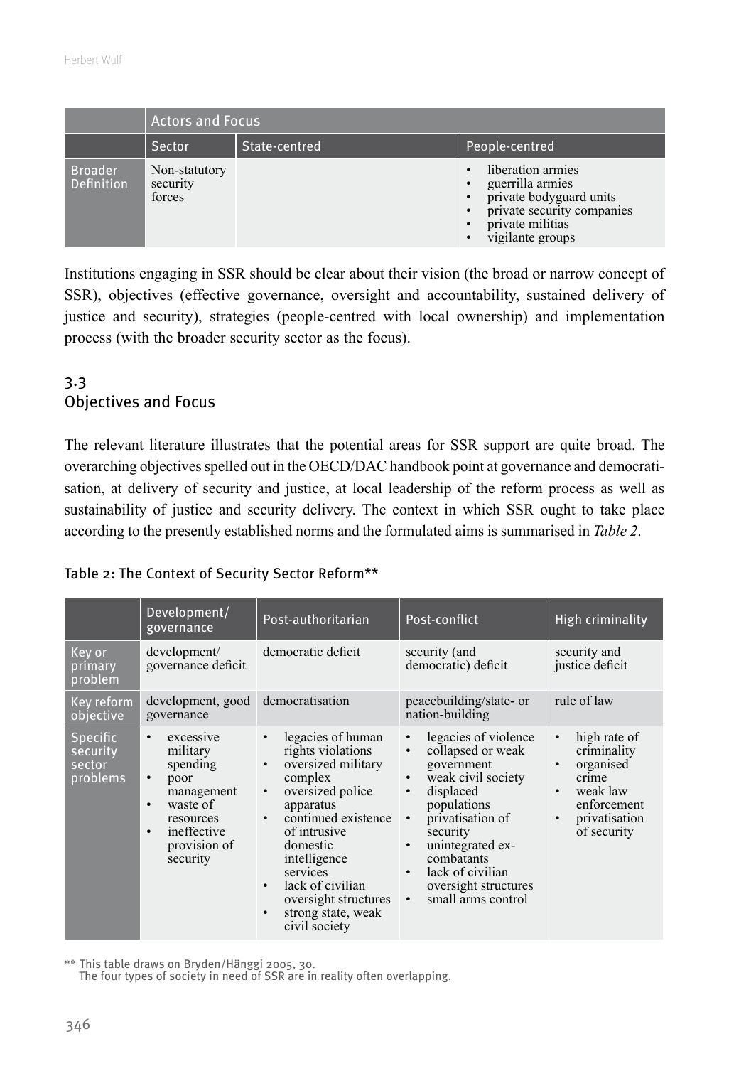| | Actors and Focus | | |
|---|---|---|---|
| | Sector | State-centred | People-centred |
| Broader Definition | Non-statutory security forces | | • liberation armies<br>• guerrilla armies<br>• private bodyguard units<br>• private security companies<br>• private militias<br>• vigilante groups |

Institutions engaging in SSR should be clear about their vision (the broad or narrow concept of SSR), objectives (effective governance, oversight and accountability, sustained delivery of justice and security), strategies (people-centred with local ownership) and implementation process (with the broader security sector as the focus).

### 3.3 Objectives and Focus

The relevant literature illustrates that the potential areas for SSR support are quite broad. The overarching objectives spelled out in the OECD/DAC handbook point at governance and democratisation, at delivery of security and justice, at local leadership of the reform process as well as sustainability of justice and security delivery. The context in which SSR ought to take place according to the presently established norms and the formulated aims is summarised in *Table 2*.

Table 2: The Context of Security Sector Reform**

| | Development/ governance | Post-authoritarian | Post-conflict | High criminality |
|---|---|---|---|---|
| Key or primary problem | development/ governance deficit | democratic deficit | security (and democratic) deficit | security and justice deficit |
| Key reform objective | development, good governance | democratisation | peacebuilding/state- or nation-building | rule of law |
| Specific security sector problems | • excessive military spending<br>• poor management<br>• waste of resources<br>• ineffective provision of security | • legacies of human rights violations<br>• oversized military complex<br>• oversized police apparatus<br>• continued existence of intrusive domestic intelligence services<br>• lack of civilian oversight structures<br>• strong state, weak civil society | • legacies of violence<br>• collapsed or weak government<br>• weak civil society<br>• displaced populations<br>• privatisation of security<br>• unintegrated ex-combatants<br>• lack of civilian oversight structures<br>• small arms control | • high rate of criminality<br>• organised crime<br>• weak law enforcement<br>• privatisation of security |

** This table draws on Bryden/Hänggi 2005, 30.
The four types of society in need of SSR are in reality often overlapping.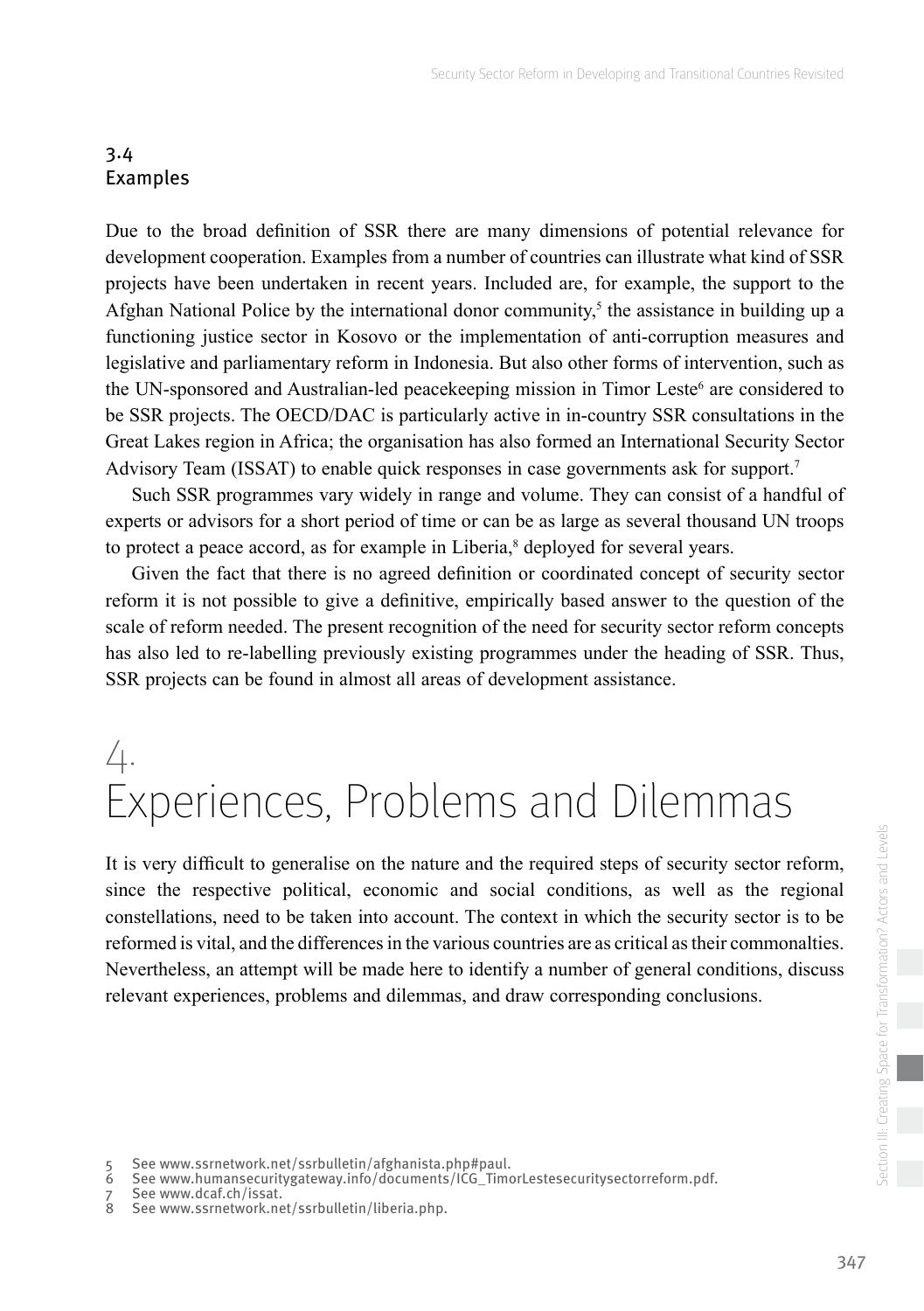### 3.4 Examples

Due to the broad definition of SSR there are many dimensions of potential relevance for development cooperation. Examples from a number of countries can illustrate what kind of SSR projects have been undertaken in recent years. Included are, for example, the support to the Afghan National Police by the international donor community,[5] the assistance in building up a functioning justice sector in Kosovo or the implementation of anti-corruption measures and legislative and parliamentary reform in Indonesia. But also other forms of intervention, such as the UN-sponsored and Australian-led peacekeeping mission in Timor Leste[6] are considered to be SSR projects. The OECD/DAC is particularly active in in-country SSR consultations in the Great Lakes region in Africa; the organisation has also formed an International Security Sector Advisory Team (ISSAT) to enable quick responses in case governments ask for support.[7]

Such SSR programmes vary widely in range and volume. They can consist of a handful of experts or advisors for a short period of time or can be as large as several thousand UN troops to protect a peace accord, as for example in Liberia,[8] deployed for several years.

Given the fact that there is no agreed definition or coordinated concept of security sector reform it is not possible to give a definitive, empirically based answer to the question of the scale of reform needed. The present recognition of the need for security sector reform concepts has also led to re-labelling previously existing programmes under the heading of SSR. Thus, SSR projects can be found in almost all areas of development assistance.

# 4. Experiences, Problems and Dilemmas

It is very difficult to generalise on the nature and the required steps of security sector reform, since the respective political, economic and social conditions, as well as the regional constellations, need to be taken into account. The context in which the security sector is to be reformed is vital, and the differences in the various countries are as critical as their commonalties. Nevertheless, an attempt will be made here to identify a number of general conditions, discuss relevant experiences, problems and dilemmas, and draw corresponding conclusions.

5 See www.ssrnetwork.net/ssrbulletin/afghanista.php#paul.
6 See www.humansecuritygateway.info/documents/ICG_TimorLestesecuritysectorreform.pdf.
7 See www.dcaf.ch/issat.
8 See www.ssrnetwork.net/ssrbulletin/liberia.php.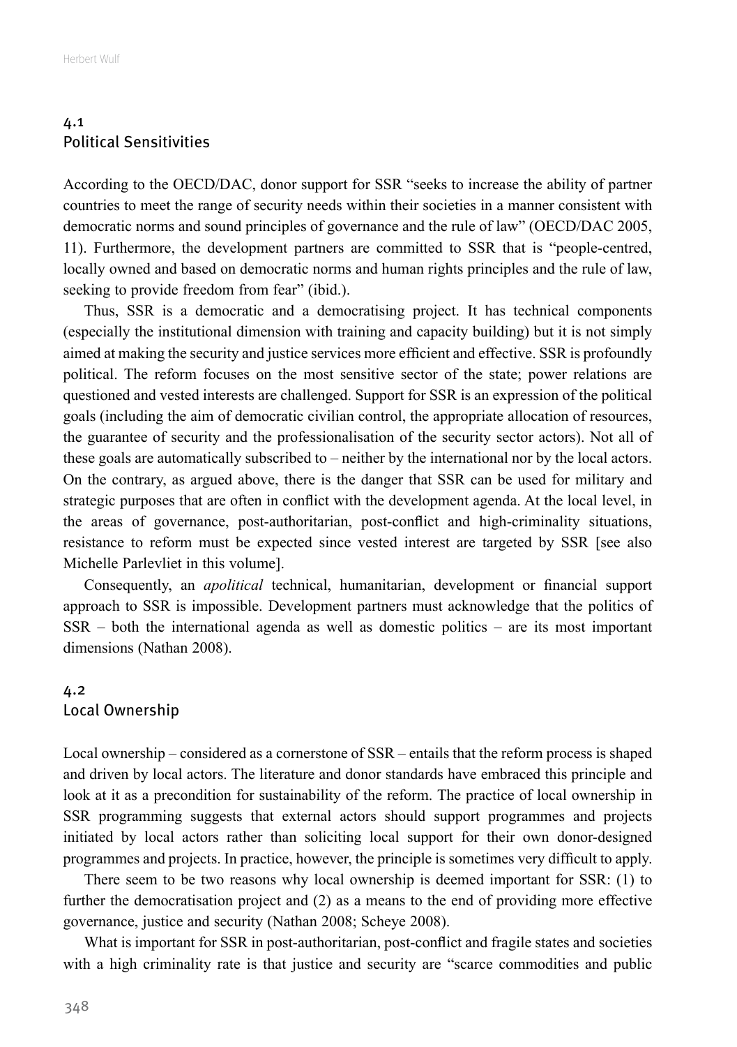## 4.1 Political Sensitivities

According to the OECD/DAC, donor support for SSR "seeks to increase the ability of partner countries to meet the range of security needs within their societies in a manner consistent with democratic norms and sound principles of governance and the rule of law" (OECD/DAC 2005, 11). Furthermore, the development partners are committed to SSR that is "people-centred, locally owned and based on democratic norms and human rights principles and the rule of law, seeking to provide freedom from fear" (ibid.).

Thus, SSR is a democratic and a democratising project. It has technical components (especially the institutional dimension with training and capacity building) but it is not simply aimed at making the security and justice services more efficient and effective. SSR is profoundly political. The reform focuses on the most sensitive sector of the state; power relations are questioned and vested interests are challenged. Support for SSR is an expression of the political goals (including the aim of democratic civilian control, the appropriate allocation of resources, the guarantee of security and the professionalisation of the security sector actors). Not all of these goals are automatically subscribed to – neither by the international nor by the local actors. On the contrary, as argued above, there is the danger that SSR can be used for military and strategic purposes that are often in conflict with the development agenda. At the local level, in the areas of governance, post-authoritarian, post-conflict and high-criminality situations, resistance to reform must be expected since vested interest are targeted by SSR [see also Michelle Parlevliet in this volume].

Consequently, an *apolitical* technical, humanitarian, development or financial support approach to SSR is impossible. Development partners must acknowledge that the politics of SSR – both the international agenda as well as domestic politics – are its most important dimensions (Nathan 2008).

## 4.2 Local Ownership

Local ownership – considered as a cornerstone of SSR – entails that the reform process is shaped and driven by local actors. The literature and donor standards have embraced this principle and look at it as a precondition for sustainability of the reform. The practice of local ownership in SSR programming suggests that external actors should support programmes and projects initiated by local actors rather than soliciting local support for their own donor-designed programmes and projects. In practice, however, the principle is sometimes very difficult to apply.

There seem to be two reasons why local ownership is deemed important for SSR: (1) to further the democratisation project and (2) as a means to the end of providing more effective governance, justice and security (Nathan 2008; Scheye 2008).

What is important for SSR in post-authoritarian, post-conflict and fragile states and societies with a high criminality rate is that justice and security are "scarce commodities and public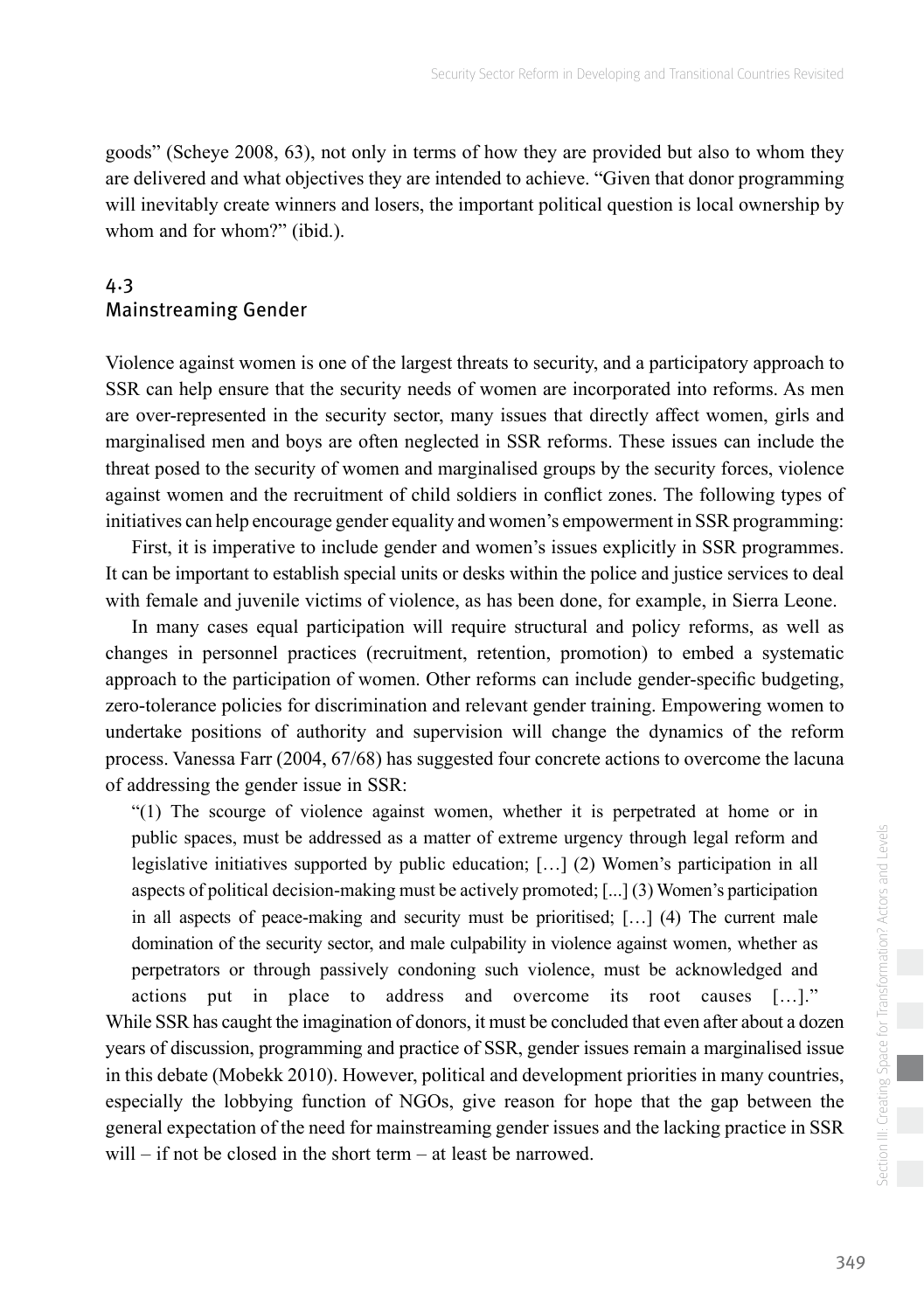goods" (Scheye 2008, 63), not only in terms of how they are provided but also to whom they are delivered and what objectives they are intended to achieve. "Given that donor programming will inevitably create winners and losers, the important political question is local ownership by whom and for whom?" (ibid.).

## 4.3 Mainstreaming Gender

Violence against women is one of the largest threats to security, and a participatory approach to SSR can help ensure that the security needs of women are incorporated into reforms. As men are over-represented in the security sector, many issues that directly affect women, girls and marginalised men and boys are often neglected in SSR reforms. These issues can include the threat posed to the security of women and marginalised groups by the security forces, violence against women and the recruitment of child soldiers in conflict zones. The following types of initiatives can help encourage gender equality and women's empowerment in SSR programming:

First, it is imperative to include gender and women's issues explicitly in SSR programmes. It can be important to establish special units or desks within the police and justice services to deal with female and juvenile victims of violence, as has been done, for example, in Sierra Leone.

In many cases equal participation will require structural and policy reforms, as well as changes in personnel practices (recruitment, retention, promotion) to embed a systematic approach to the participation of women. Other reforms can include gender-specific budgeting, zero-tolerance policies for discrimination and relevant gender training. Empowering women to undertake positions of authority and supervision will change the dynamics of the reform process. Vanessa Farr (2004, 67/68) has suggested four concrete actions to overcome the lacuna of addressing the gender issue in SSR:

> "(1) The scourge of violence against women, whether it is perpetrated at home or in public spaces, must be addressed as a matter of extreme urgency through legal reform and legislative initiatives supported by public education; […] (2) Women's participation in all aspects of political decision-making must be actively promoted; [...] (3) Women's participation in all aspects of peace-making and security must be prioritised; […] (4) The current male domination of the security sector, and male culpability in violence against women, whether as perpetrators or through passively condoning such violence, must be acknowledged and actions put in place to address and overcome its root causes […]."

While SSR has caught the imagination of donors, it must be concluded that even after about a dozen years of discussion, programming and practice of SSR, gender issues remain a marginalised issue in this debate (Mobekk 2010). However, political and development priorities in many countries, especially the lobbying function of NGOs, give reason for hope that the gap between the general expectation of the need for mainstreaming gender issues and the lacking practice in SSR will – if not be closed in the short term – at least be narrowed.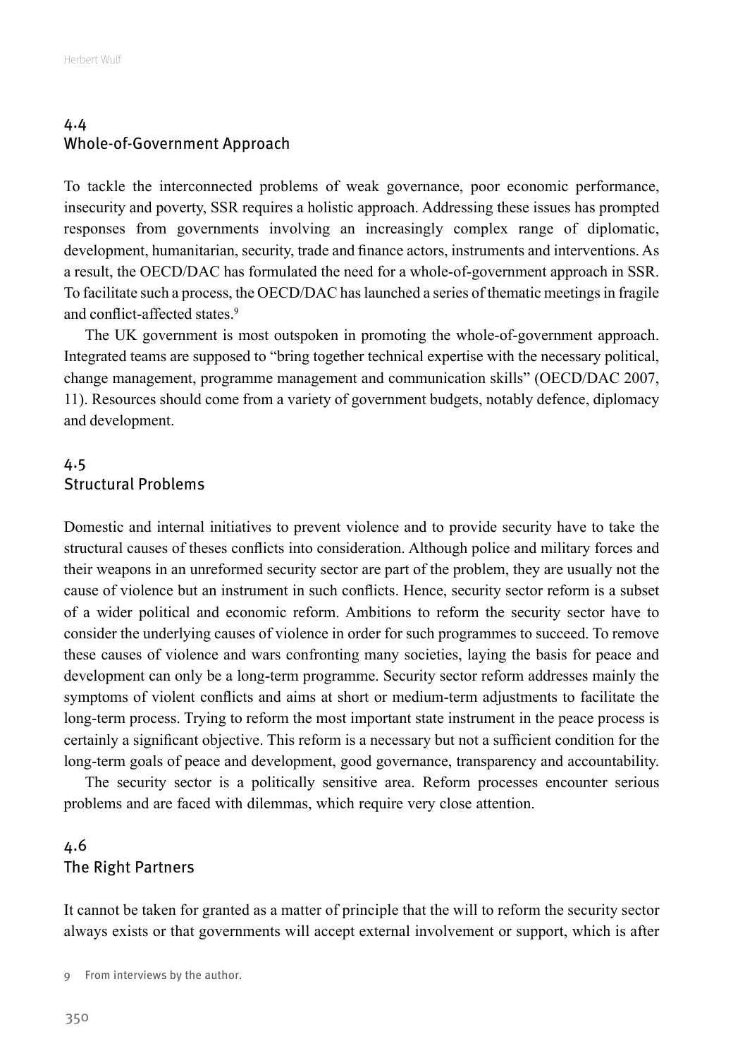## 4.4 Whole-of-Government Approach

To tackle the interconnected problems of weak governance, poor economic performance, insecurity and poverty, SSR requires a holistic approach. Addressing these issues has prompted responses from governments involving an increasingly complex range of diplomatic, development, humanitarian, security, trade and finance actors, instruments and interventions. As a result, the OECD/DAC has formulated the need for a whole-of-government approach in SSR. To facilitate such a process, the OECD/DAC has launched a series of thematic meetings in fragile and conflict-affected states.[9]

The UK government is most outspoken in promoting the whole-of-government approach. Integrated teams are supposed to "bring together technical expertise with the necessary political, change management, programme management and communication skills" (OECD/DAC 2007, 11). Resources should come from a variety of government budgets, notably defence, diplomacy and development.

## 4.5 Structural Problems

Domestic and internal initiatives to prevent violence and to provide security have to take the structural causes of theses conflicts into consideration. Although police and military forces and their weapons in an unreformed security sector are part of the problem, they are usually not the cause of violence but an instrument in such conflicts. Hence, security sector reform is a subset of a wider political and economic reform. Ambitions to reform the security sector have to consider the underlying causes of violence in order for such programmes to succeed. To remove these causes of violence and wars confronting many societies, laying the basis for peace and development can only be a long-term programme. Security sector reform addresses mainly the symptoms of violent conflicts and aims at short or medium-term adjustments to facilitate the long-term process. Trying to reform the most important state instrument in the peace process is certainly a significant objective. This reform is a necessary but not a sufficient condition for the long-term goals of peace and development, good governance, transparency and accountability.

The security sector is a politically sensitive area. Reform processes encounter serious problems and are faced with dilemmas, which require very close attention.

## 4.6 The Right Partners

It cannot be taken for granted as a matter of principle that the will to reform the security sector always exists or that governments will accept external involvement or support, which is after

9 From interviews by the author.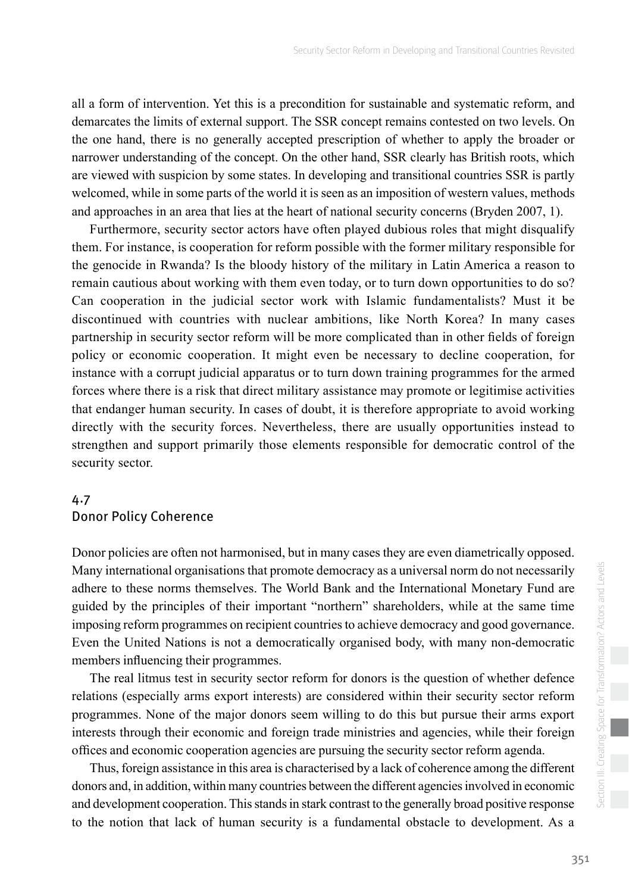all a form of intervention. Yet this is a precondition for sustainable and systematic reform, and demarcates the limits of external support. The SSR concept remains contested on two levels. On the one hand, there is no generally accepted prescription of whether to apply the broader or narrower understanding of the concept. On the other hand, SSR clearly has British roots, which are viewed with suspicion by some states. In developing and transitional countries SSR is partly welcomed, while in some parts of the world it is seen as an imposition of western values, methods and approaches in an area that lies at the heart of national security concerns (Bryden 2007, 1).

Furthermore, security sector actors have often played dubious roles that might disqualify them. For instance, is cooperation for reform possible with the former military responsible for the genocide in Rwanda? Is the bloody history of the military in Latin America a reason to remain cautious about working with them even today, or to turn down opportunities to do so? Can cooperation in the judicial sector work with Islamic fundamentalists? Must it be discontinued with countries with nuclear ambitions, like North Korea? In many cases partnership in security sector reform will be more complicated than in other fields of foreign policy or economic cooperation. It might even be necessary to decline cooperation, for instance with a corrupt judicial apparatus or to turn down training programmes for the armed forces where there is a risk that direct military assistance may promote or legitimise activities that endanger human security. In cases of doubt, it is therefore appropriate to avoid working directly with the security forces. Nevertheless, there are usually opportunities instead to strengthen and support primarily those elements responsible for democratic control of the security sector.

## 4.7 Donor Policy Coherence

Donor policies are often not harmonised, but in many cases they are even diametrically opposed. Many international organisations that promote democracy as a universal norm do not necessarily adhere to these norms themselves. The World Bank and the International Monetary Fund are guided by the principles of their important "northern" shareholders, while at the same time imposing reform programmes on recipient countries to achieve democracy and good governance. Even the United Nations is not a democratically organised body, with many non-democratic members influencing their programmes.

The real litmus test in security sector reform for donors is the question of whether defence relations (especially arms export interests) are considered within their security sector reform programmes. None of the major donors seem willing to do this but pursue their arms export interests through their economic and foreign trade ministries and agencies, while their foreign offices and economic cooperation agencies are pursuing the security sector reform agenda.

Thus, foreign assistance in this area is characterised by a lack of coherence among the different donors and, in addition, within many countries between the different agencies involved in economic and development cooperation. This stands in stark contrast to the generally broad positive response to the notion that lack of human security is a fundamental obstacle to development. As a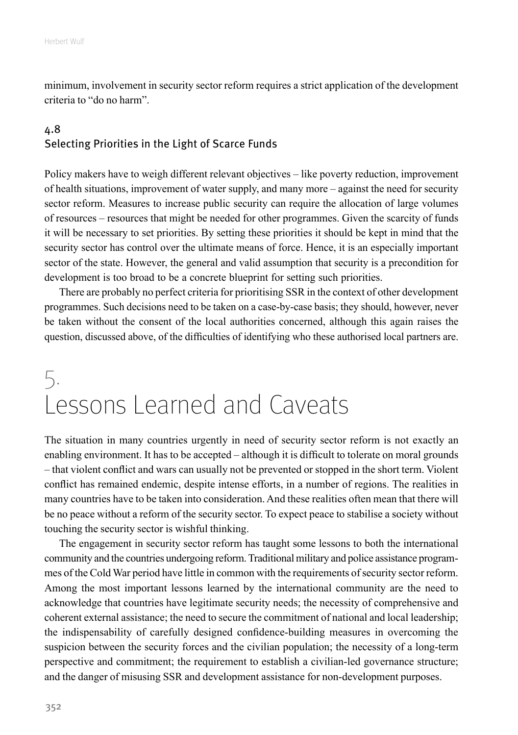minimum, involvement in security sector reform requires a strict application of the development criteria to "do no harm".

### 4.8 Selecting Priorities in the Light of Scarce Funds

Policy makers have to weigh different relevant objectives – like poverty reduction, improvement of health situations, improvement of water supply, and many more – against the need for security sector reform. Measures to increase public security can require the allocation of large volumes of resources – resources that might be needed for other programmes. Given the scarcity of funds it will be necessary to set priorities. By setting these priorities it should be kept in mind that the security sector has control over the ultimate means of force. Hence, it is an especially important sector of the state. However, the general and valid assumption that security is a precondition for development is too broad to be a concrete blueprint for setting such priorities.

There are probably no perfect criteria for prioritising SSR in the context of other development programmes. Such decisions need to be taken on a case-by-case basis; they should, however, never be taken without the consent of the local authorities concerned, although this again raises the question, discussed above, of the difficulties of identifying who these authorised local partners are.

## 5. Lessons Learned and Caveats

The situation in many countries urgently in need of security sector reform is not exactly an enabling environment. It has to be accepted – although it is difficult to tolerate on moral grounds – that violent conflict and wars can usually not be prevented or stopped in the short term. Violent conflict has remained endemic, despite intense efforts, in a number of regions. The realities in many countries have to be taken into consideration. And these realities often mean that there will be no peace without a reform of the security sector. To expect peace to stabilise a society without touching the security sector is wishful thinking.

The engagement in security sector reform has taught some lessons to both the international community and the countries undergoing reform. Traditional military and police assistance programmes of the Cold War period have little in common with the requirements of security sector reform. Among the most important lessons learned by the international community are the need to acknowledge that countries have legitimate security needs; the necessity of comprehensive and coherent external assistance; the need to secure the commitment of national and local leadership; the indispensability of carefully designed confidence-building measures in overcoming the suspicion between the security forces and the civilian population; the necessity of a long-term perspective and commitment; the requirement to establish a civilian-led governance structure; and the danger of misusing SSR and development assistance for non-development purposes.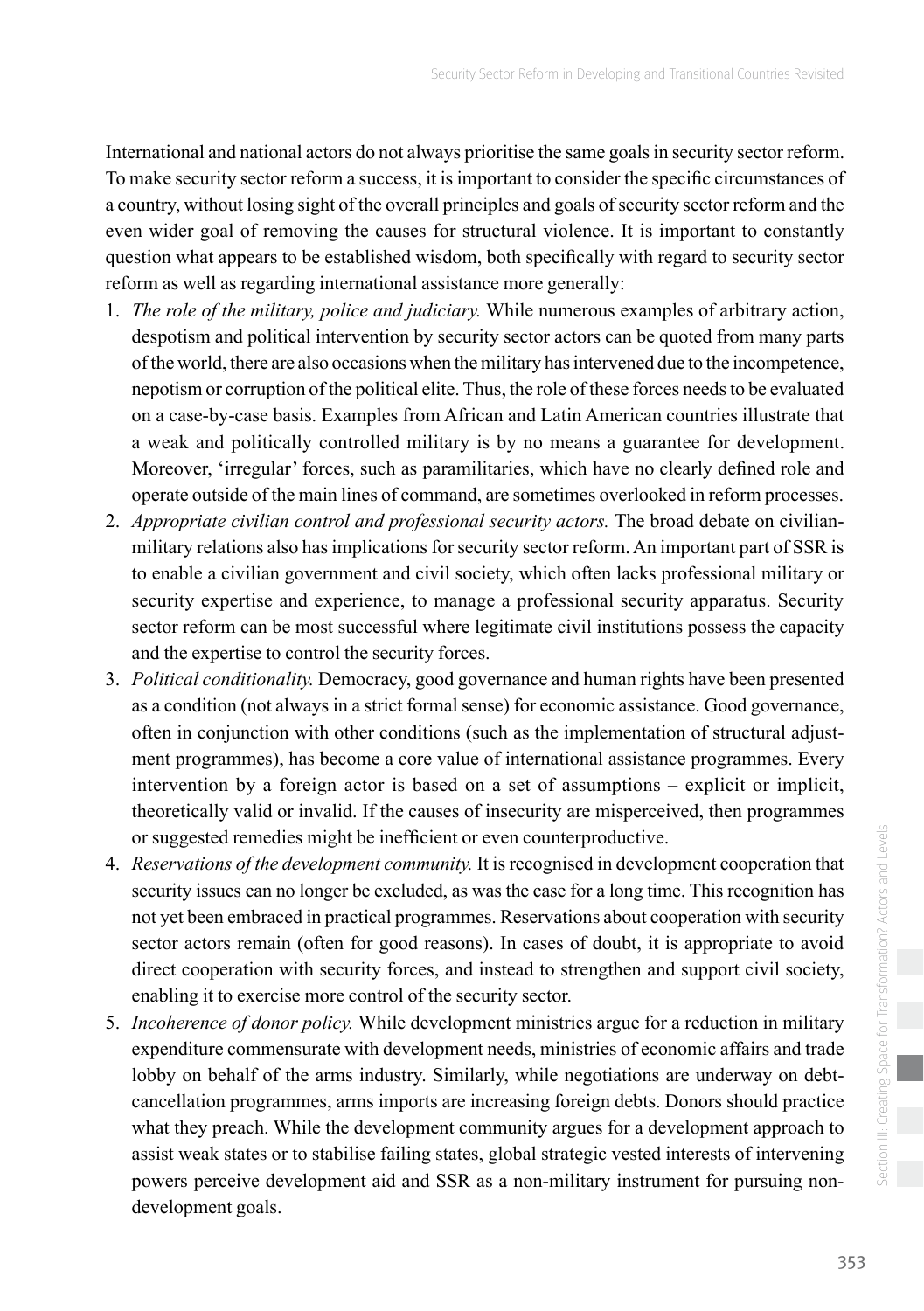International and national actors do not always prioritise the same goals in security sector reform. To make security sector reform a success, it is important to consider the specific circumstances of a country, without losing sight of the overall principles and goals of security sector reform and the even wider goal of removing the causes for structural violence. It is important to constantly question what appears to be established wisdom, both specifically with regard to security sector reform as well as regarding international assistance more generally:

1. *The role of the military, police and judiciary.* While numerous examples of arbitrary action, despotism and political intervention by security sector actors can be quoted from many parts of the world, there are also occasions when the military has intervened due to the incompetence, nepotism or corruption of the political elite. Thus, the role of these forces needs to be evaluated on a case-by-case basis. Examples from African and Latin American countries illustrate that a weak and politically controlled military is by no means a guarantee for development. Moreover, 'irregular' forces, such as paramilitaries, which have no clearly defined role and operate outside of the main lines of command, are sometimes overlooked in reform processes.
2. *Appropriate civilian control and professional security actors.* The broad debate on civilian-military relations also has implications for security sector reform. An important part of SSR is to enable a civilian government and civil society, which often lacks professional military or security expertise and experience, to manage a professional security apparatus. Security sector reform can be most successful where legitimate civil institutions possess the capacity and the expertise to control the security forces.
3. *Political conditionality.* Democracy, good governance and human rights have been presented as a condition (not always in a strict formal sense) for economic assistance. Good governance, often in conjunction with other conditions (such as the implementation of structural adjustment programmes), has become a core value of international assistance programmes. Every intervention by a foreign actor is based on a set of assumptions – explicit or implicit, theoretically valid or invalid. If the causes of insecurity are misperceived, then programmes or suggested remedies might be inefficient or even counterproductive.
4. *Reservations of the development community.* It is recognised in development cooperation that security issues can no longer be excluded, as was the case for a long time. This recognition has not yet been embraced in practical programmes. Reservations about cooperation with security sector actors remain (often for good reasons). In cases of doubt, it is appropriate to avoid direct cooperation with security forces, and instead to strengthen and support civil society, enabling it to exercise more control of the security sector.
5. *Incoherence of donor policy.* While development ministries argue for a reduction in military expenditure commensurate with development needs, ministries of economic affairs and trade lobby on behalf of the arms industry. Similarly, while negotiations are underway on debt-cancellation programmes, arms imports are increasing foreign debts. Donors should practice what they preach. While the development community argues for a development approach to assist weak states or to stabilise failing states, global strategic vested interests of intervening powers perceive development aid and SSR as a non-military instrument for pursuing non-development goals.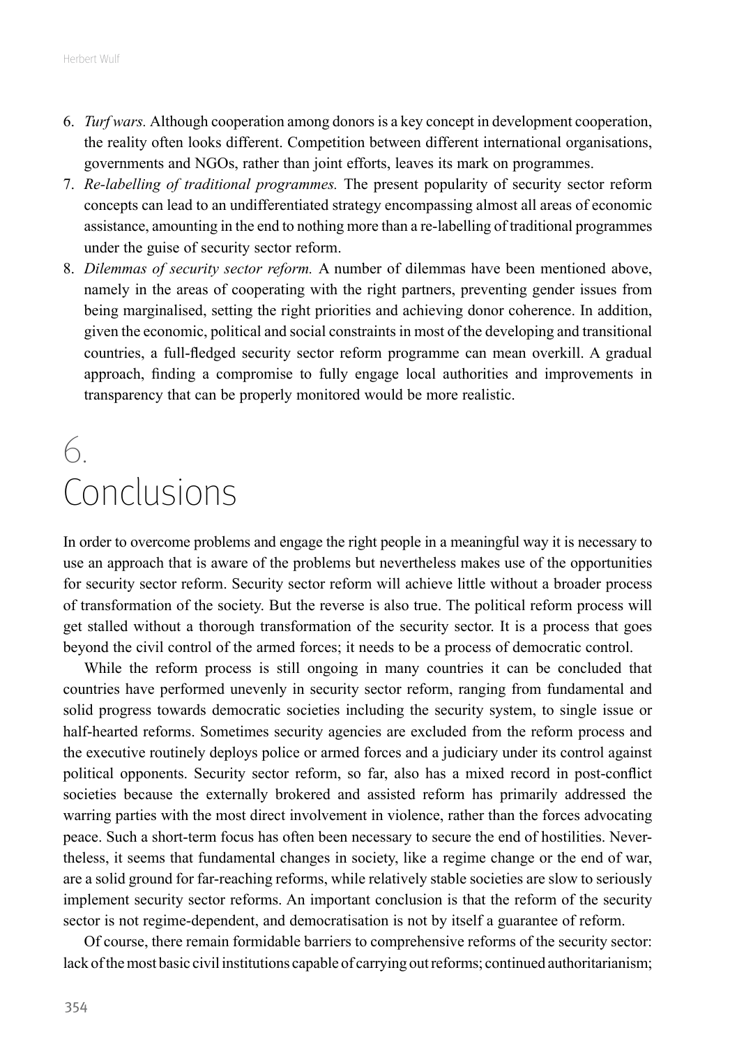6. *Turf wars.* Although cooperation among donors is a key concept in development cooperation, the reality often looks different. Competition between different international organisations, governments and NGOs, rather than joint efforts, leaves its mark on programmes.
7. *Re-labelling of traditional programmes.* The present popularity of security sector reform concepts can lead to an undifferentiated strategy encompassing almost all areas of economic assistance, amounting in the end to nothing more than a re-labelling of traditional programmes under the guise of security sector reform.
8. *Dilemmas of security sector reform.* A number of dilemmas have been mentioned above, namely in the areas of cooperating with the right partners, preventing gender issues from being marginalised, setting the right priorities and achieving donor coherence. In addition, given the economic, political and social constraints in most of the developing and transitional countries, a full-fledged security sector reform programme can mean overkill. A gradual approach, finding a compromise to fully engage local authorities and improvements in transparency that can be properly monitored would be more realistic.

# 6. Conclusions

In order to overcome problems and engage the right people in a meaningful way it is necessary to use an approach that is aware of the problems but nevertheless makes use of the opportunities for security sector reform. Security sector reform will achieve little without a broader process of transformation of the society. But the reverse is also true. The political reform process will get stalled without a thorough transformation of the security sector. It is a process that goes beyond the civil control of the armed forces; it needs to be a process of democratic control.

While the reform process is still ongoing in many countries it can be concluded that countries have performed unevenly in security sector reform, ranging from fundamental and solid progress towards democratic societies including the security system, to single issue or half-hearted reforms. Sometimes security agencies are excluded from the reform process and the executive routinely deploys police or armed forces and a judiciary under its control against political opponents. Security sector reform, so far, also has a mixed record in post-conflict societies because the externally brokered and assisted reform has primarily addressed the warring parties with the most direct involvement in violence, rather than the forces advocating peace. Such a short-term focus has often been necessary to secure the end of hostilities. Nevertheless, it seems that fundamental changes in society, like a regime change or the end of war, are a solid ground for far-reaching reforms, while relatively stable societies are slow to seriously implement security sector reforms. An important conclusion is that the reform of the security sector is not regime-dependent, and democratisation is not by itself a guarantee of reform.

Of course, there remain formidable barriers to comprehensive reforms of the security sector: lack of the most basic civil institutions capable of carrying out reforms; continued authoritarianism;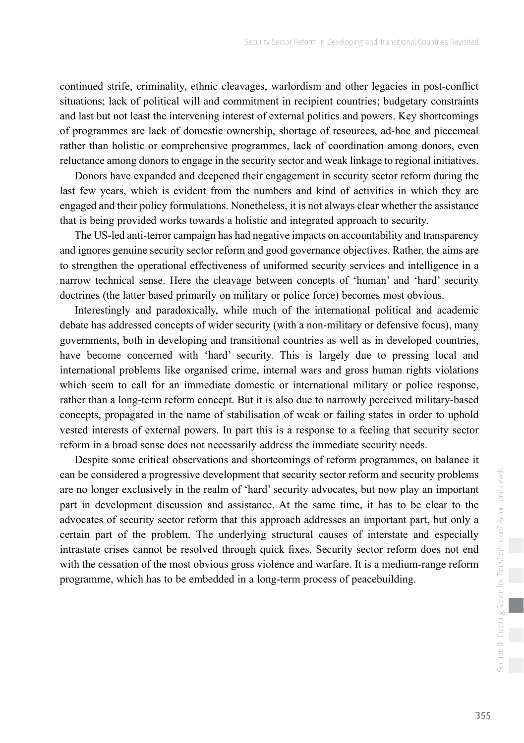continued strife, criminality, ethnic cleavages, warlordism and other legacies in post-conflict situations; lack of political will and commitment in recipient countries; budgetary constraints and last but not least the intervening interest of external politics and powers. Key shortcomings of programmes are lack of domestic ownership, shortage of resources, ad-hoc and piecemeal rather than holistic or comprehensive programmes, lack of coordination among donors, even reluctance among donors to engage in the security sector and weak linkage to regional initiatives.

Donors have expanded and deepened their engagement in security sector reform during the last few years, which is evident from the numbers and kind of activities in which they are engaged and their policy formulations. Nonetheless, it is not always clear whether the assistance that is being provided works towards a holistic and integrated approach to security.

The US-led anti-terror campaign has had negative impacts on accountability and transparency and ignores genuine security sector reform and good governance objectives. Rather, the aims are to strengthen the operational effectiveness of uniformed security services and intelligence in a narrow technical sense. Here the cleavage between concepts of 'human' and 'hard' security doctrines (the latter based primarily on military or police force) becomes most obvious.

Interestingly and paradoxically, while much of the international political and academic debate has addressed concepts of wider security (with a non-military or defensive focus), many governments, both in developing and transitional countries as well as in developed countries, have become concerned with 'hard' security. This is largely due to pressing local and international problems like organised crime, internal wars and gross human rights violations which seem to call for an immediate domestic or international military or police response, rather than a long-term reform concept. But it is also due to narrowly perceived military-based concepts, propagated in the name of stabilisation of weak or failing states in order to uphold vested interests of external powers. In part this is a response to a feeling that security sector reform in a broad sense does not necessarily address the immediate security needs.

Despite some critical observations and shortcomings of reform programmes, on balance it can be considered a progressive development that security sector reform and security problems are no longer exclusively in the realm of 'hard' security advocates, but now play an important part in development discussion and assistance. At the same time, it has to be clear to the advocates of security sector reform that this approach addresses an important part, but only a certain part of the problem. The underlying structural causes of interstate and especially intrastate crises cannot be resolved through quick fixes. Security sector reform does not end with the cessation of the most obvious gross violence and warfare. It is a medium-range reform programme, which has to be embedded in a long-term process of peacebuilding.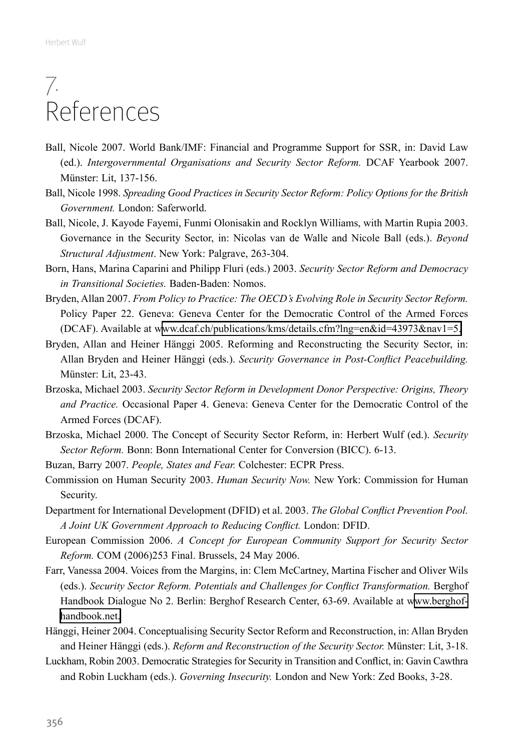# 7. References

Ball, Nicole 2007. World Bank/IMF: Financial and Programme Support for SSR, in: David Law (ed.). *Intergovernmental Organisations and Security Sector Reform.* DCAF Yearbook 2007. Münster: Lit, 137-156.

Ball, Nicole 1998. *Spreading Good Practices in Security Sector Reform: Policy Options for the British Government.* London: Saferworld.

Ball, Nicole, J. Kayode Fayemi, Funmi Olonisakin and Rocklyn Williams, with Martin Rupia 2003. Governance in the Security Sector, in: Nicolas van de Walle and Nicole Ball (eds.). *Beyond Structural Adjustment*. New York: Palgrave, 263-304.

Born, Hans, Marina Caparini and Philipp Fluri (eds.) 2003. *Security Sector Reform and Democracy in Transitional Societies.* Baden-Baden: Nomos.

Bryden, Allan 2007. *From Policy to Practice: The OECD's Evolving Role in Security Sector Reform.* Policy Paper 22. Geneva: Geneva Center for the Democratic Control of the Armed Forces (DCAF). Available at www.dcaf.ch/publications/kms/details.cfm?lng=en&id=43973&nav1=5.

Bryden, Allan and Heiner Hänggi 2005. Reforming and Reconstructing the Security Sector, in: Allan Bryden and Heiner Hänggi (eds.). *Security Governance in Post-Conflict Peacebuilding.* Münster: Lit, 23-43.

Brzoska, Michael 2003. *Security Sector Reform in Development Donor Perspective: Origins, Theory and Practice.* Occasional Paper 4. Geneva: Geneva Center for the Democratic Control of the Armed Forces (DCAF).

Brzoska, Michael 2000. The Concept of Security Sector Reform, in: Herbert Wulf (ed.). *Security Sector Reform.* Bonn: Bonn International Center for Conversion (BICC). 6-13.

Buzan, Barry 2007. *People, States and Fear.* Colchester: ECPR Press.

Commission on Human Security 2003. *Human Security Now.* New York: Commission for Human Security.

Department for International Development (DFID) et al. 2003. *The Global Conflict Prevention Pool. A Joint UK Government Approach to Reducing Conflict.* London: DFID.

European Commission 2006. *A Concept for European Community Support for Security Sector Reform.* COM (2006)253 Final. Brussels, 24 May 2006.

Farr, Vanessa 2004. Voices from the Margins, in: Clem McCartney, Martina Fischer and Oliver Wils (eds.). *Security Sector Reform. Potentials and Challenges for Conflict Transformation.* Berghof Handbook Dialogue No 2. Berlin: Berghof Research Center, 63-69. Available at www.berghof-handbook.net.

Hänggi, Heiner 2004. Conceptualising Security Sector Reform and Reconstruction, in: Allan Bryden and Heiner Hänggi (eds.). *Reform and Reconstruction of the Security Sector.* Münster: Lit, 3-18.

Luckham, Robin 2003. Democratic Strategies for Security in Transition and Conflict, in: Gavin Cawthra and Robin Luckham (eds.). *Governing Insecurity.* London and New York: Zed Books, 3-28.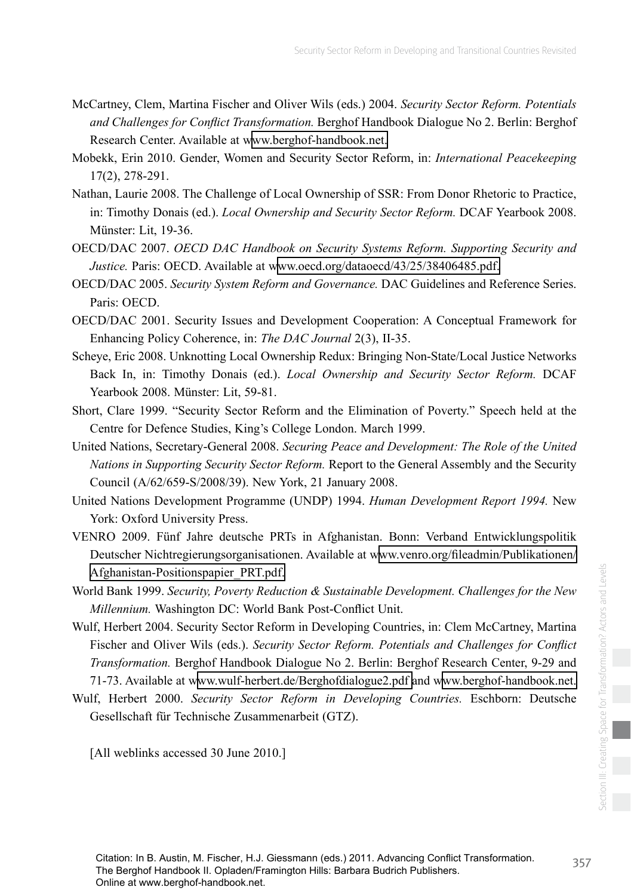McCartney, Clem, Martina Fischer and Oliver Wils (eds.) 2004. *Security Sector Reform. Potentials and Challenges for Conflict Transformation.* Berghof Handbook Dialogue No 2. Berlin: Berghof Research Center. Available at www.berghof-handbook.net.

Mobekk, Erin 2010. Gender, Women and Security Sector Reform, in: *International Peacekeeping* 17(2), 278-291.

Nathan, Laurie 2008. The Challenge of Local Ownership of SSR: From Donor Rhetoric to Practice, in: Timothy Donais (ed.). *Local Ownership and Security Sector Reform.* DCAF Yearbook 2008. Münster: Lit, 19-36.

OECD/DAC 2007. *OECD DAC Handbook on Security Systems Reform. Supporting Security and Justice.* Paris: OECD. Available at www.oecd.org/dataoecd/43/25/38406485.pdf.

OECD/DAC 2005. *Security System Reform and Governance.* DAC Guidelines and Reference Series. Paris: OECD.

OECD/DAC 2001. Security Issues and Development Cooperation: A Conceptual Framework for Enhancing Policy Coherence, in: *The DAC Journal* 2(3), II-35.

Scheye, Eric 2008. Unknotting Local Ownership Redux: Bringing Non-State/Local Justice Networks Back In, in: Timothy Donais (ed.). *Local Ownership and Security Sector Reform.* DCAF Yearbook 2008. Münster: Lit, 59-81.

Short, Clare 1999. "Security Sector Reform and the Elimination of Poverty." Speech held at the Centre for Defence Studies, King's College London. March 1999.

United Nations, Secretary-General 2008. *Securing Peace and Development: The Role of the United Nations in Supporting Security Sector Reform.* Report to the General Assembly and the Security Council (A/62/659-S/2008/39). New York, 21 January 2008.

United Nations Development Programme (UNDP) 1994. *Human Development Report 1994.* New York: Oxford University Press.

VENRO 2009. Fünf Jahre deutsche PRTs in Afghanistan. Bonn: Verband Entwicklungspolitik Deutscher Nichtregierungsorganisationen. Available at www.venro.org/fileadmin/Publikationen/Afghanistan-Positionspapier_PRT.pdf.

World Bank 1999. *Security, Poverty Reduction & Sustainable Development. Challenges for the New Millennium.* Washington DC: World Bank Post-Conflict Unit.

Wulf, Herbert 2004. Security Sector Reform in Developing Countries, in: Clem McCartney, Martina Fischer and Oliver Wils (eds.). *Security Sector Reform. Potentials and Challenges for Conflict Transformation.* Berghof Handbook Dialogue No 2. Berlin: Berghof Research Center, 9-29 and 71-73. Available at www.wulf-herbert.de/Berghofdialogue2.pdf and www.berghof-handbook.net.

Wulf, Herbert 2000. *Security Sector Reform in Developing Countries.* Eschborn: Deutsche Gesellschaft für Technische Zusammenarbeit (GTZ).

[All weblinks accessed 30 June 2010.]

Citation: In B. Austin, M. Fischer, H.J. Giessmann (eds.) 2011. Advancing Conflict Transformation. The Berghof Handbook II. Opladen/Framington Hills: Barbara Budrich Publishers. Online at www.berghof-handbook.net.